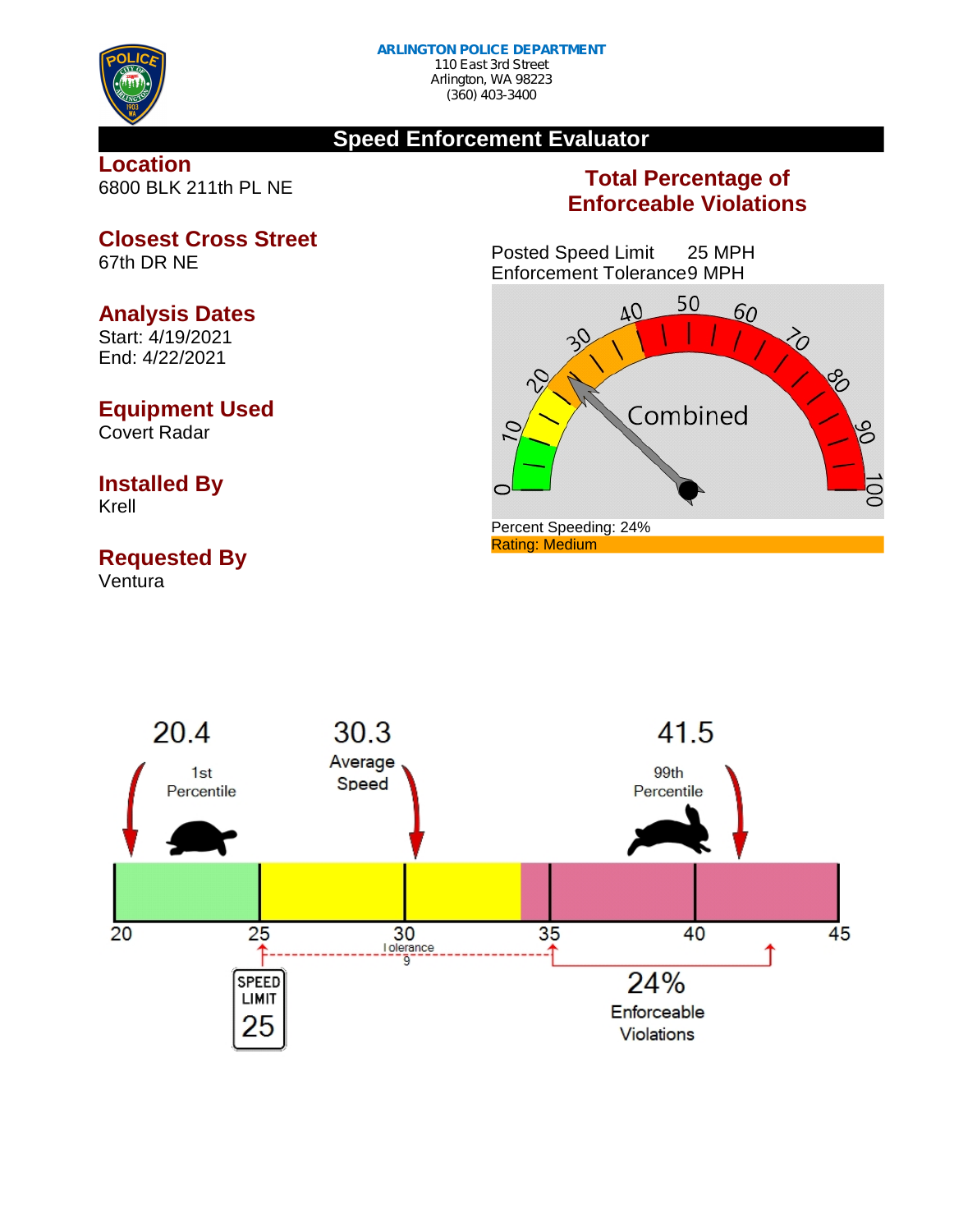**ARLINGTON POLICE DEPARTMENT**
110 East 3rd Street
Arlington, WA 98223
(360) 403-3400

## Speed Enforcement Evaluator

### Location
6800 BLK 211th PL NE

### Closest Cross Street
67th DR NE

### Analysis Dates
Start: 4/19/2021
End: 4/22/2021

### Equipment Used
Covert Radar

### Installed By
Krell

### Requested By
Ventura

### Total Percentage of Enforceable Violations

Posted Speed Limit 25 MPH
Enforcement Tolerance 9 MPH

Combined

Percent Speeding: 24%
Rating: Medium

20.4 — 1st Percentile

30.3 — Average Speed

41.5 — 99th Percentile

Tolerance 9

SPEED LIMIT 25

24% Enforceable Violations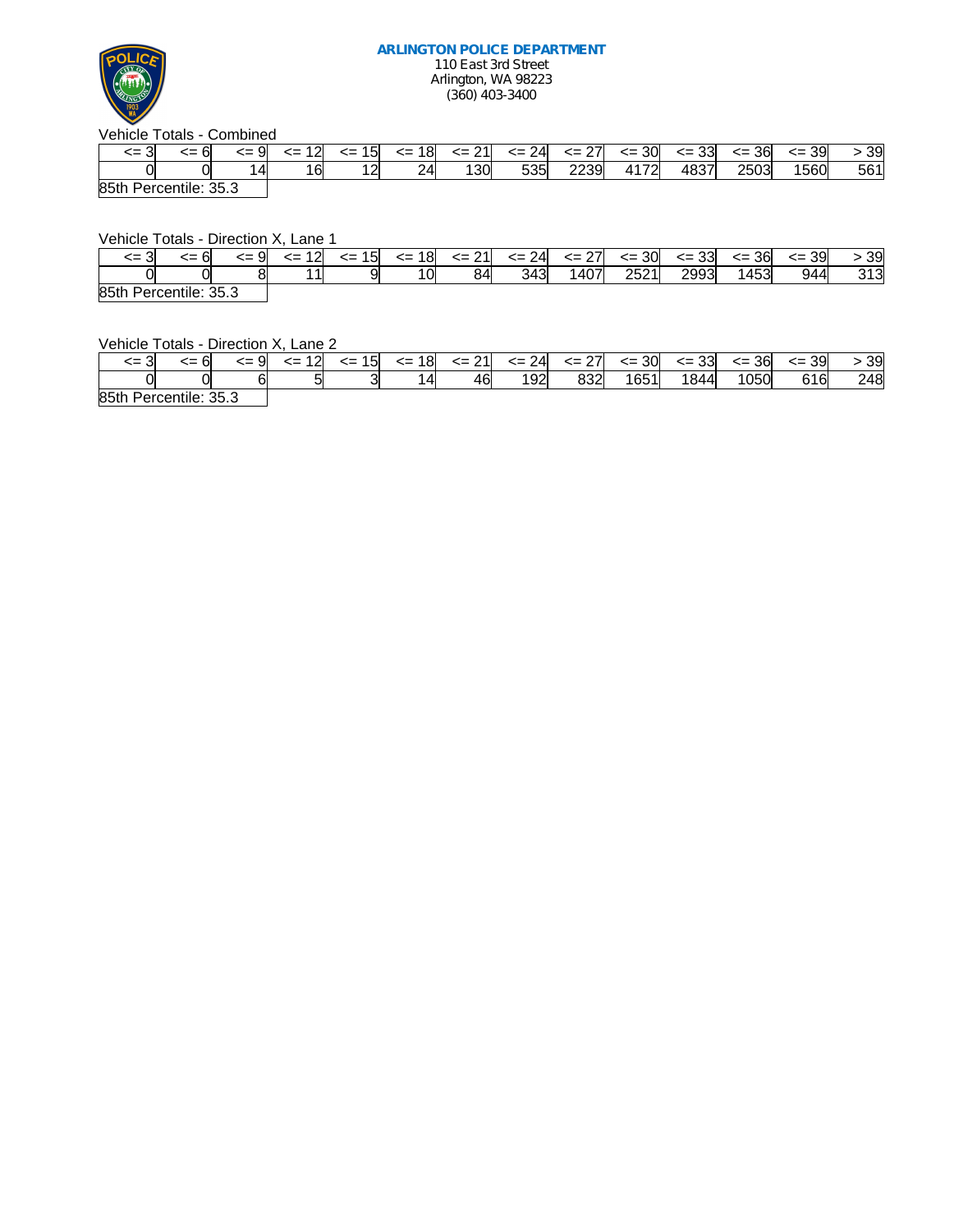**ARLINGTON POLICE DEPARTMENT**
110 East 3rd Street
Arlington, WA 98223
(360) 403-3400

Vehicle Totals - Combined

| <= 3 | <= 6 | <= 9 | <= 12 | <= 15 | <= 18 | <= 21 | <= 24 | <= 27 | <= 30 | <= 33 | <= 36 | <= 39 | > 39 |
|---|---|---|---|---|---|---|---|---|---|---|---|---|---|
| 0 | 0 | 14 | 16 | 12 | 24 | 130 | 535 | 2239 | 4172 | 4837 | 2503 | 1560 | 561 |

85th Percentile: 35.3

Vehicle Totals - Direction X, Lane 1

| <= 3 | <= 6 | <= 9 | <= 12 | <= 15 | <= 18 | <= 21 | <= 24 | <= 27 | <= 30 | <= 33 | <= 36 | <= 39 | > 39 |
|---|---|---|---|---|---|---|---|---|---|---|---|---|---|
| 0 | 0 | 8 | 11 | 9 | 10 | 84 | 343 | 1407 | 2521 | 2993 | 1453 | 944 | 313 |

85th Percentile: 35.3

Vehicle Totals - Direction X, Lane 2

| <= 3 | <= 6 | <= 9 | <= 12 | <= 15 | <= 18 | <= 21 | <= 24 | <= 27 | <= 30 | <= 33 | <= 36 | <= 39 | > 39 |
|---|---|---|---|---|---|---|---|---|---|---|---|---|---|
| 0 | 0 | 6 | 5 | 3 | 14 | 46 | 192 | 832 | 1651 | 1844 | 1050 | 616 | 248 |

85th Percentile: 35.3